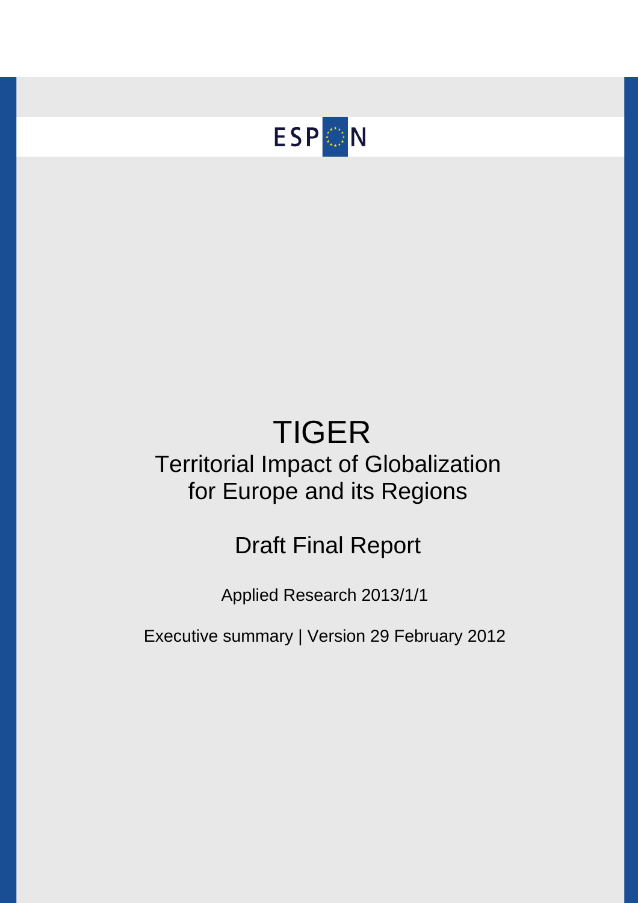ESPON

# TIGER

## Territorial Impact of Globalization for Europe and its Regions

## Draft Final Report

Applied Research 2013/1/1

Executive summary | Version 29 February 2012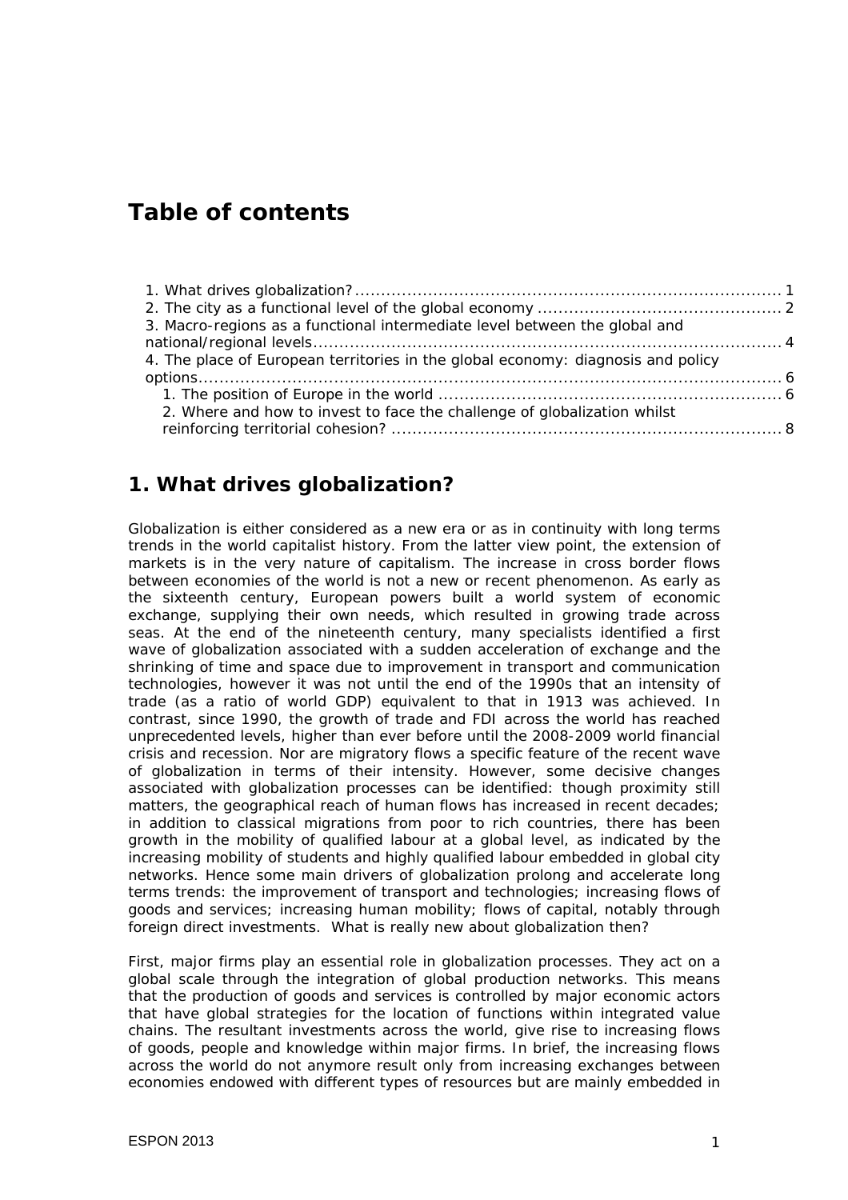## Table of contents

1. What drives globalization? ........................................................................... 1
2. The city as a functional level of the global economy ........................................ 2
3. Macro-regions as a functional intermediate level between the global and national/regional levels ................................................................................. 4
4. The place of European territories in the global economy: diagnosis and policy options ........................................................................................................ 6
   1. The position of Europe in the world ............................................................ 6
   2. Where and how to invest to face the challenge of globalization whilst reinforcing territorial cohesion? .................................................................... 8

## 1. What drives globalization?

Globalization is either considered as a new era or as in continuity with long terms trends in the world capitalist history. From the latter view point, the extension of markets is in the very nature of capitalism. The increase in cross border flows between economies of the world is not a new or recent phenomenon. As early as the sixteenth century, European powers built a world system of economic exchange, supplying their own needs, which resulted in growing trade across seas. At the end of the nineteenth century, many specialists identified a first wave of globalization associated with a sudden acceleration of exchange and the shrinking of time and space due to improvement in transport and communication technologies, however it was not until the end of the 1990s that an intensity of trade (as a ratio of world GDP) equivalent to that in 1913 was achieved. In contrast, since 1990, the growth of trade and FDI across the world has reached unprecedented levels, higher than ever before until the 2008-2009 world financial crisis and recession. Nor are migratory flows a specific feature of the recent wave of globalization in terms of their intensity. However, some decisive changes associated with globalization processes can be identified: though proximity still matters, the geographical reach of human flows has increased in recent decades; in addition to classical migrations from poor to rich countries, there has been growth in the mobility of qualified labour at a global level, as indicated by the increasing mobility of students and highly qualified labour embedded in global city networks. Hence some main drivers of globalization prolong and accelerate long terms trends: the improvement of transport and technologies; increasing flows of goods and services; increasing human mobility; flows of capital, notably through foreign direct investments. What is really new about globalization then?

First, major firms play an essential role in globalization processes. They act on a global scale through the integration of global production networks. This means that the production of goods and services is controlled by major economic actors that have global strategies for the location of functions within integrated value chains. The resultant investments across the world, give rise to increasing flows of goods, people and knowledge within major firms. In brief, the increasing flows across the world do not anymore result only from increasing exchanges between economies endowed with different types of resources but are mainly embedded in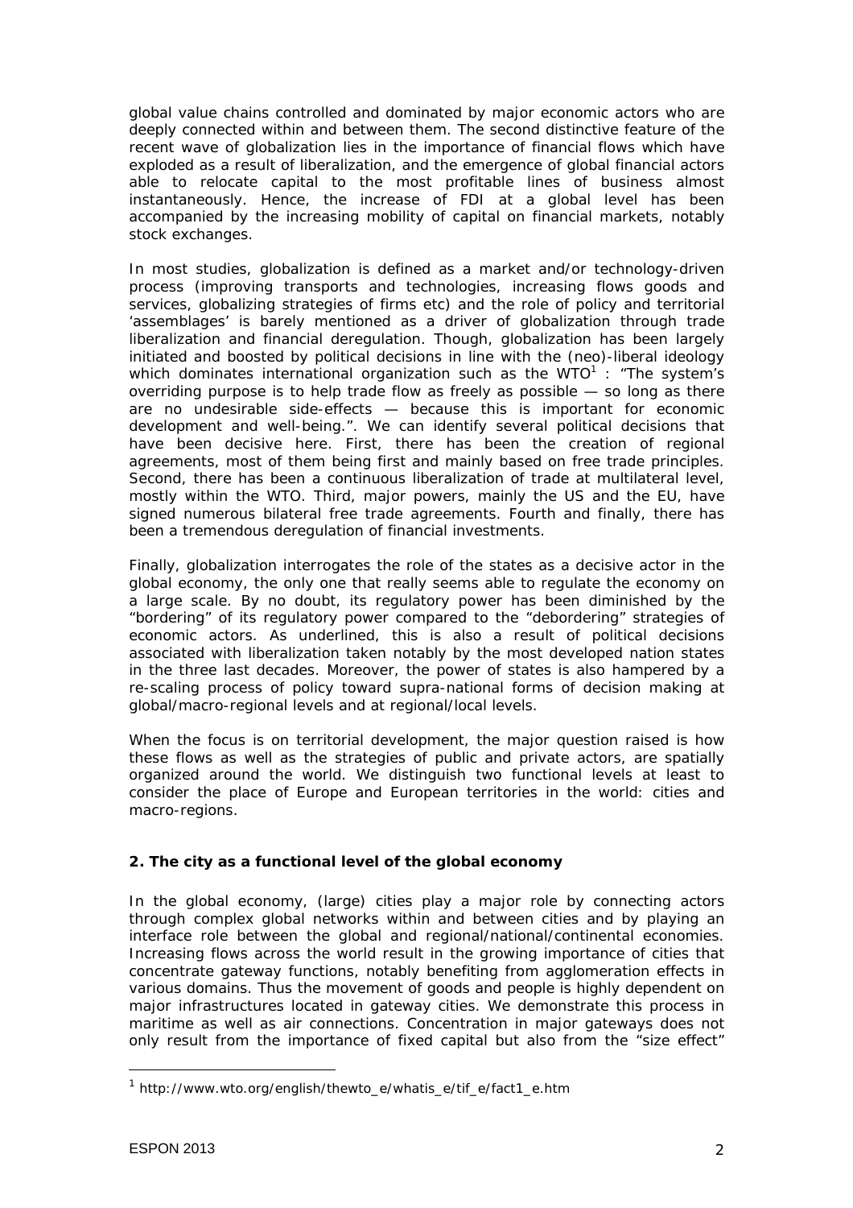global value chains controlled and dominated by major economic actors who are deeply connected within and between them. The second distinctive feature of the recent wave of globalization lies in the importance of financial flows which have exploded as a result of liberalization, and the emergence of global financial actors able to relocate capital to the most profitable lines of business almost instantaneously. Hence, the increase of FDI at a global level has been accompanied by the increasing mobility of capital on financial markets, notably stock exchanges.

In most studies, globalization is defined as a market and/or technology-driven process (improving transports and technologies, increasing flows goods and services, globalizing strategies of firms etc) and the role of policy and territorial 'assemblages' is barely mentioned as a driver of globalization through trade liberalization and financial deregulation. Though, globalization has been largely initiated and boosted by political decisions in line with the (neo)-liberal ideology which dominates international organization such as the WTO[1] : "The system's overriding purpose is to help trade flow as freely as possible — so long as there are no undesirable side-effects — because this is important for economic development and well-being.". We can identify several political decisions that have been decisive here. First, there has been the creation of regional agreements, most of them being first and mainly based on free trade principles. Second, there has been a continuous liberalization of trade at multilateral level, mostly within the WTO. Third, major powers, mainly the US and the EU, have signed numerous bilateral free trade agreements. Fourth and finally, there has been a tremendous deregulation of financial investments.

Finally, globalization interrogates the role of the states as a decisive actor in the global economy, the only one that really seems able to regulate the economy on a large scale. By no doubt, its regulatory power has been diminished by the "bordering" of its regulatory power compared to the "debordering" strategies of economic actors. As underlined, this is also a result of political decisions associated with liberalization taken notably by the most developed nation states in the three last decades. Moreover, the power of states is also hampered by a re-scaling process of policy toward supra-national forms of decision making at global/macro-regional levels and at regional/local levels.

When the focus is on territorial development, the major question raised is how these flows as well as the strategies of public and private actors, are spatially organized around the world. We distinguish two functional levels at least to consider the place of Europe and European territories in the world: cities and macro-regions.

## 2. The city as a functional level of the global economy

In the global economy, (large) cities play a major role by connecting actors through complex global networks within and between cities and by playing an interface role between the global and regional/national/continental economies. Increasing flows across the world result in the growing importance of cities that concentrate gateway functions, notably benefiting from agglomeration effects in various domains. Thus the movement of goods and people is highly dependent on major infrastructures located in gateway cities. We demonstrate this process in maritime as well as air connections. Concentration in major gateways does not only result from the importance of fixed capital but also from the "size effect"

[1] http://www.wto.org/english/thewto_e/whatis_e/tif_e/fact1_e.htm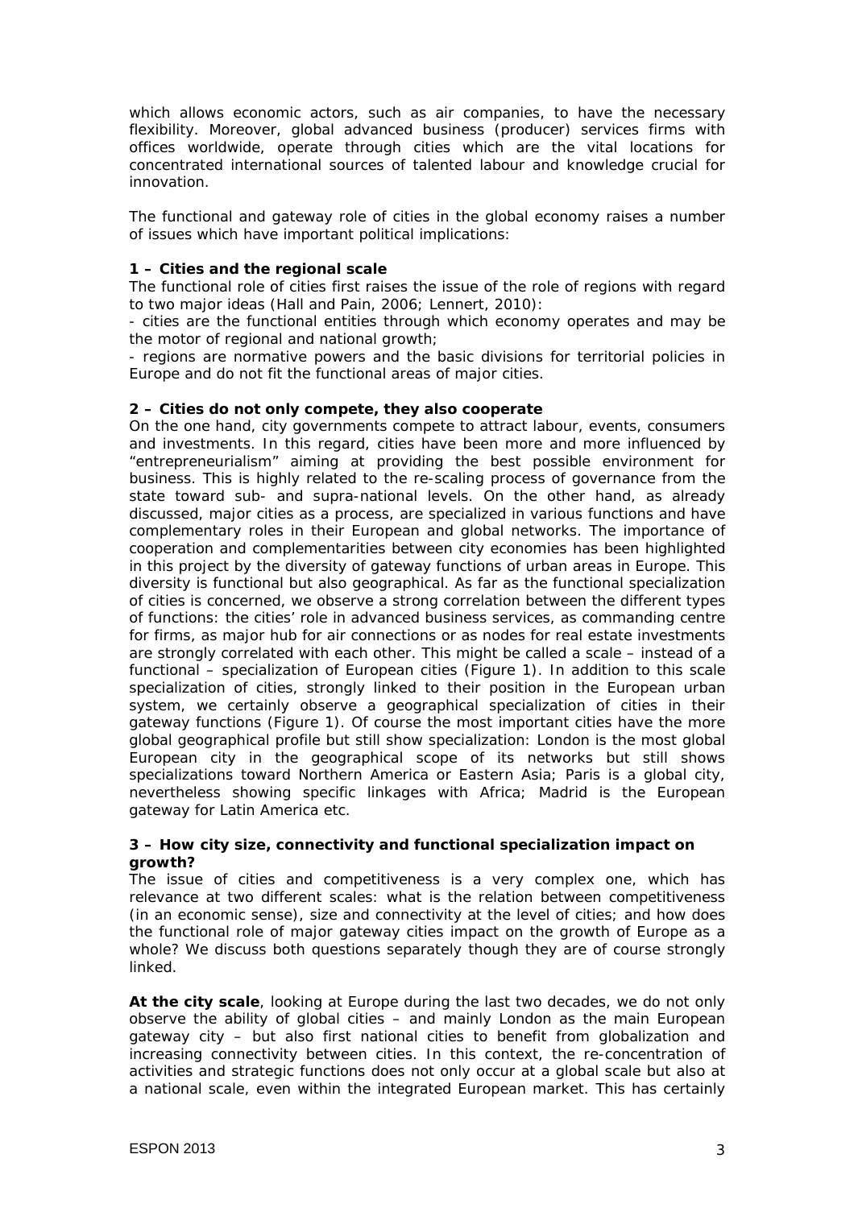which allows economic actors, such as air companies, to have the necessary flexibility. Moreover, global advanced business (producer) services firms with offices worldwide, operate through cities which are the vital locations for concentrated international sources of talented labour and knowledge crucial for innovation.

The functional and gateway role of cities in the global economy raises a number of issues which have important political implications:

**1 – Cities and the regional scale**

The functional role of cities first raises the issue of the role of regions with regard to two major ideas (Hall and Pain, 2006; Lennert, 2010):

- cities are the functional entities through which economy operates and may be the motor of regional and national growth;
- regions are normative powers and the basic divisions for territorial policies in Europe and do not fit the functional areas of major cities.

**2 – Cities do not only compete, they also cooperate**

On the one hand, city governments compete to attract labour, events, consumers and investments. In this regard, cities have been more and more influenced by "entrepreneurialism" aiming at providing the best possible environment for business. This is highly related to the re-scaling process of governance from the state toward sub- and supra-national levels. On the other hand, as already discussed, major cities as a process, are specialized in various functions and have complementary roles in their European and global networks. The importance of cooperation and complementarities between city economies has been highlighted in this project by the diversity of gateway functions of urban areas in Europe. This diversity is functional but also geographical. As far as the functional specialization of cities is concerned, we observe a strong correlation between the different types of functions: the cities' role in advanced business services, as commanding centre for firms, as major hub for air connections or as nodes for real estate investments are strongly correlated with each other. This might be called a scale – instead of a functional – specialization of European cities (Figure 1). In addition to this scale specialization of cities, strongly linked to their position in the European urban system, we certainly observe a geographical specialization of cities in their gateway functions (Figure 1). Of course the most important cities have the more global geographical profile but still show specialization: London is the most global European city in the geographical scope of its networks but still shows specializations toward Northern America or Eastern Asia; Paris is a global city, nevertheless showing specific linkages with Africa; Madrid is the European gateway for Latin America etc.

**3 – How city size, connectivity and functional specialization impact on growth?**

The issue of cities and competitiveness is a very complex one, which has relevance at two different scales: what is the relation between competitiveness (in an economic sense), size and connectivity at the level of cities; and how does the functional role of major gateway cities impact on the growth of Europe as a whole? We discuss both questions separately though they are of course strongly linked.

**At the city scale**, looking at Europe during the last two decades, we do not only observe the ability of global cities – and mainly London as the main European gateway city – but also first national cities to benefit from globalization and increasing connectivity between cities. In this context, the re-concentration of activities and strategic functions does not only occur at a global scale but also at a national scale, even within the integrated European market. This has certainly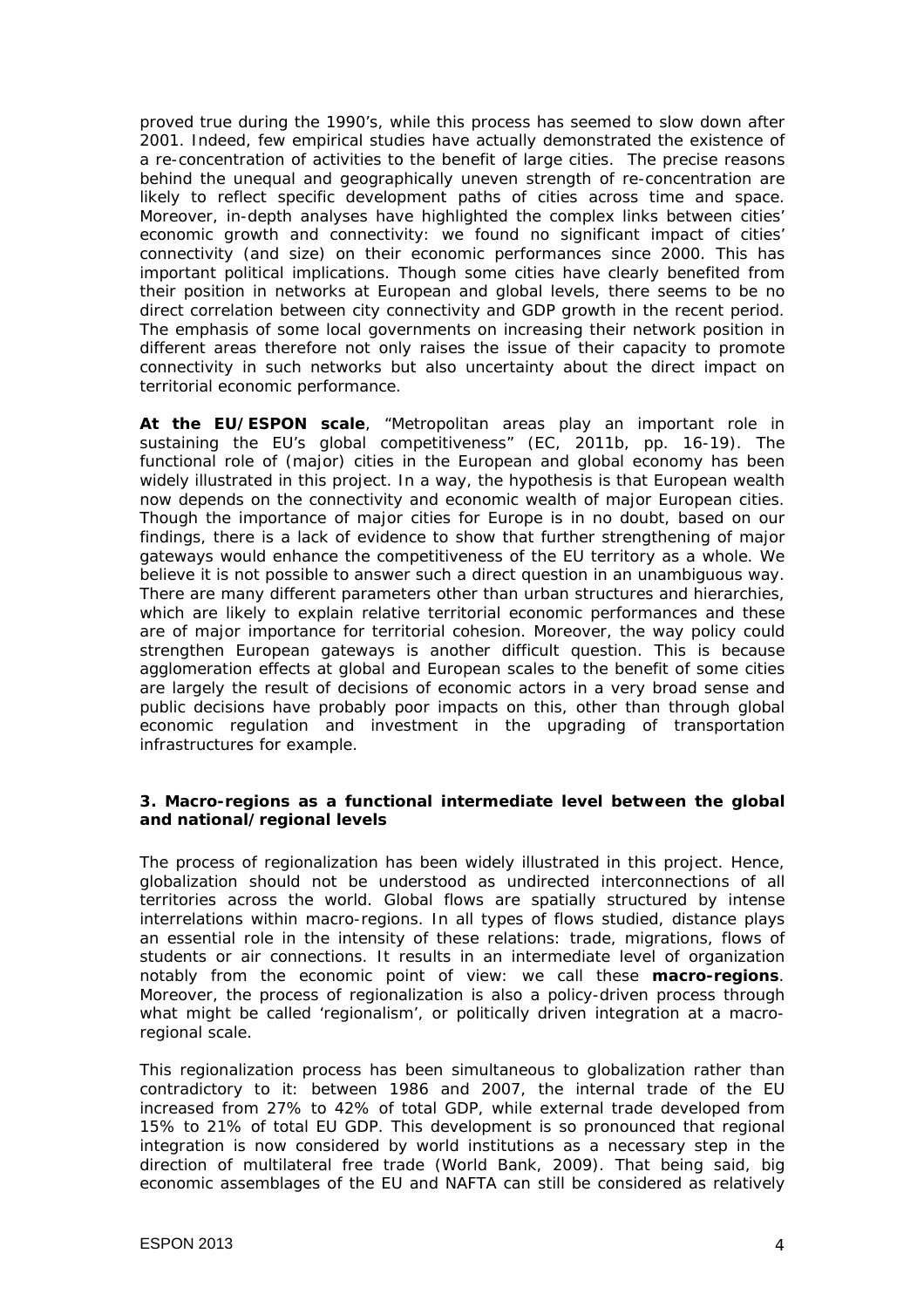proved true during the 1990's, while this process has seemed to slow down after 2001. Indeed, few empirical studies have actually demonstrated the existence of a re-concentration of activities to the benefit of large cities. The precise reasons behind the unequal and geographically uneven strength of re-concentration are likely to reflect specific development paths of cities across time and space. Moreover, in-depth analyses have highlighted the complex links between cities' economic growth and connectivity: we found no significant impact of cities' connectivity (and size) on their economic performances since 2000. This has important political implications. Though some cities have clearly benefited from their position in networks at European and global levels, there seems to be no direct correlation between city connectivity and GDP growth in the recent period. The emphasis of some local governments on increasing their network position in different areas therefore not only raises the issue of their capacity to promote connectivity in such networks but also uncertainty about the direct impact on territorial economic performance.

**At the EU/ESPON scale**, "Metropolitan areas play an important role in sustaining the EU's global competitiveness" (EC, 2011b, pp. 16-19). The functional role of (major) cities in the European and global economy has been widely illustrated in this project. In a way, the hypothesis is that European wealth now depends on the connectivity and economic wealth of major European cities. Though the importance of major cities for Europe is in no doubt, based on our findings, there is a lack of evidence to show that further strengthening of major gateways would enhance the competitiveness of the EU territory as a whole. We believe it is not possible to answer such a direct question in an unambiguous way. There are many different parameters other than urban structures and hierarchies, which are likely to explain relative territorial economic performances and these are of major importance for territorial cohesion. Moreover, the way policy could strengthen European gateways is another difficult question. This is because agglomeration effects at global and European scales to the benefit of some cities are largely the result of decisions of economic actors in a very broad sense and public decisions have probably poor impacts on this, other than through global economic regulation and investment in the upgrading of transportation infrastructures for example.

### 3. Macro-regions as a functional intermediate level between the global and national/regional levels

The process of regionalization has been widely illustrated in this project. Hence, globalization should not be understood as undirected interconnections of all territories across the world. Global flows are spatially structured by intense interrelations within macro-regions. In all types of flows studied, distance plays an essential role in the intensity of these relations: trade, migrations, flows of students or air connections. It results in an intermediate level of organization notably from the economic point of view: we call these **macro-regions**. Moreover, the process of regionalization is also a policy-driven process through what might be called 'regionalism', or politically driven integration at a macro-regional scale.

This regionalization process has been simultaneous to globalization rather than contradictory to it: between 1986 and 2007, the internal trade of the EU increased from 27% to 42% of total GDP, while external trade developed from 15% to 21% of total EU GDP. This development is so pronounced that regional integration is now considered by world institutions as a necessary step in the direction of multilateral free trade (World Bank, 2009). That being said, big economic assemblages of the EU and NAFTA can still be considered as relatively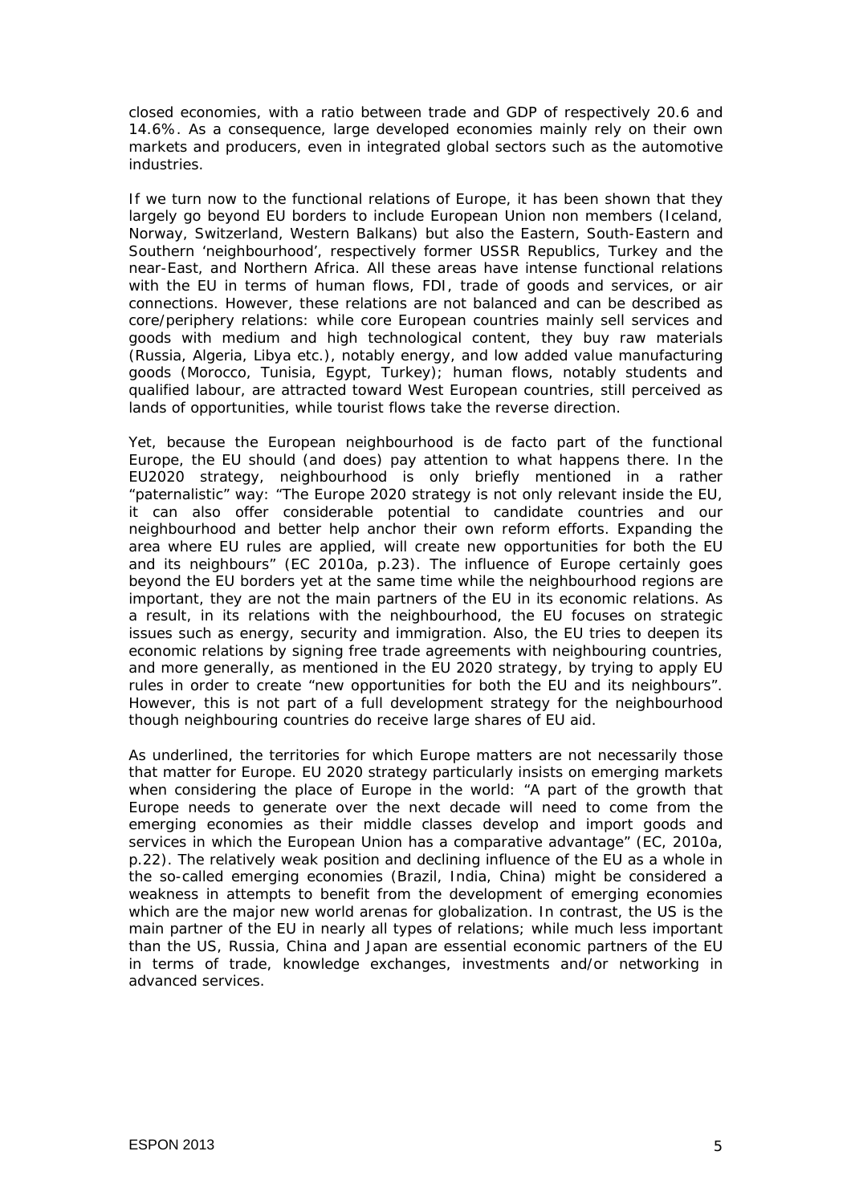closed economies, with a ratio between trade and GDP of respectively 20.6 and 14.6%. As a consequence, large developed economies mainly rely on their own markets and producers, even in integrated global sectors such as the automotive industries.

If we turn now to the functional relations of Europe, it has been shown that they largely go beyond EU borders to include European Union non members (Iceland, Norway, Switzerland, Western Balkans) but also the Eastern, South-Eastern and Southern 'neighbourhood', respectively former USSR Republics, Turkey and the near-East, and Northern Africa. All these areas have intense functional relations with the EU in terms of human flows, FDI, trade of goods and services, or air connections. However, these relations are not balanced and can be described as core/periphery relations: while core European countries mainly sell services and goods with medium and high technological content, they buy raw materials (Russia, Algeria, Libya etc.), notably energy, and low added value manufacturing goods (Morocco, Tunisia, Egypt, Turkey); human flows, notably students and qualified labour, are attracted toward West European countries, still perceived as lands of opportunities, while tourist flows take the reverse direction.

Yet, because the European neighbourhood is de facto part of the functional Europe, the EU should (and does) pay attention to what happens there. In the EU2020 strategy, neighbourhood is only briefly mentioned in a rather "paternalistic" way: "The Europe 2020 strategy is not only relevant inside the EU, it can also offer considerable potential to candidate countries and our neighbourhood and better help anchor their own reform efforts. Expanding the area where EU rules are applied, will create new opportunities for both the EU and its neighbours" (EC 2010a, p.23). The influence of Europe certainly goes beyond the EU borders yet at the same time while the neighbourhood regions are important, they are not the main partners of the EU in its economic relations. As a result, in its relations with the neighbourhood, the EU focuses on strategic issues such as energy, security and immigration. Also, the EU tries to deepen its economic relations by signing free trade agreements with neighbouring countries, and more generally, as mentioned in the EU 2020 strategy, by trying to apply EU rules in order to create "new opportunities for both the EU and its neighbours". However, this is not part of a full development strategy for the neighbourhood though neighbouring countries do receive large shares of EU aid.

As underlined, the territories for which Europe matters are not necessarily those that matter for Europe. EU 2020 strategy particularly insists on emerging markets when considering the place of Europe in the world: "A part of the growth that Europe needs to generate over the next decade will need to come from the emerging economies as their middle classes develop and import goods and services in which the European Union has a comparative advantage" (EC, 2010a, p.22). The relatively weak position and declining influence of the EU as a whole in the so-called emerging economies (Brazil, India, China) might be considered a weakness in attempts to benefit from the development of emerging economies which are the major new world arenas for globalization. In contrast, the US is the main partner of the EU in nearly all types of relations; while much less important than the US, Russia, China and Japan are essential economic partners of the EU in terms of trade, knowledge exchanges, investments and/or networking in advanced services.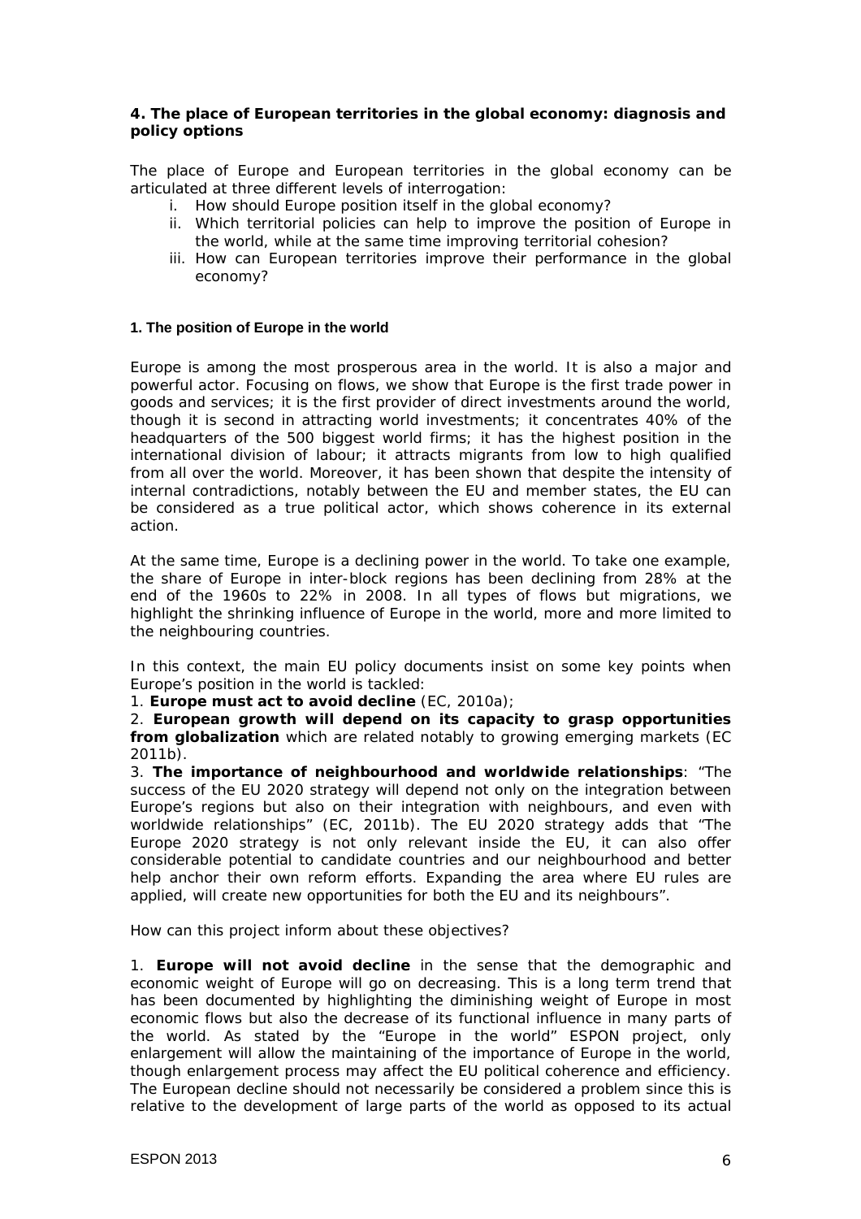### 4. The place of European territories in the global economy: diagnosis and policy options

The place of Europe and European territories in the global economy can be articulated at three different levels of interrogation:

i. How should Europe position itself in the global economy?
ii. Which territorial policies can help to improve the position of Europe in the world, while at the same time improving territorial cohesion?
iii. How can European territories improve their performance in the global economy?

#### 1. The position of Europe in the world

Europe is among the most prosperous area in the world. It is also a major and powerful actor. Focusing on flows, we show that Europe is the first trade power in goods and services; it is the first provider of direct investments around the world, though it is second in attracting world investments; it concentrates 40% of the headquarters of the 500 biggest world firms; it has the highest position in the international division of labour; it attracts migrants from low to high qualified from all over the world. Moreover, it has been shown that despite the intensity of internal contradictions, notably between the EU and member states, the EU can be considered as a true political actor, which shows coherence in its external action.

At the same time, Europe is a declining power in the world. To take one example, the share of Europe in inter-block regions has been declining from 28% at the end of the 1960s to 22% in 2008. In all types of flows but migrations, we highlight the shrinking influence of Europe in the world, more and more limited to the neighbouring countries.

In this context, the main EU policy documents insist on some key points when Europe's position in the world is tackled:

1. **Europe must act to avoid decline** (EC, 2010a);
2. **European growth will depend on its capacity to grasp opportunities from globalization** which are related notably to growing emerging markets (EC 2011b).
3. **The importance of neighbourhood and worldwide relationships**: "The success of the EU 2020 strategy will depend not only on the integration between Europe's regions but also on their integration with neighbours, and even with worldwide relationships" (EC, 2011b). The EU 2020 strategy adds that "The Europe 2020 strategy is not only relevant inside the EU, it can also offer considerable potential to candidate countries and our neighbourhood and better help anchor their own reform efforts. Expanding the area where EU rules are applied, will create new opportunities for both the EU and its neighbours".

How can this project inform about these objectives?

1. **Europe will not avoid decline** in the sense that the demographic and economic weight of Europe will go on decreasing. This is a long term trend that has been documented by highlighting the diminishing weight of Europe in most economic flows but also the decrease of its functional influence in many parts of the world. As stated by the "Europe in the world" ESPON project, only enlargement will allow the maintaining of the importance of Europe in the world, though enlargement process may affect the EU political coherence and efficiency. The European decline should not necessarily be considered a problem since this is relative to the development of large parts of the world as opposed to its actual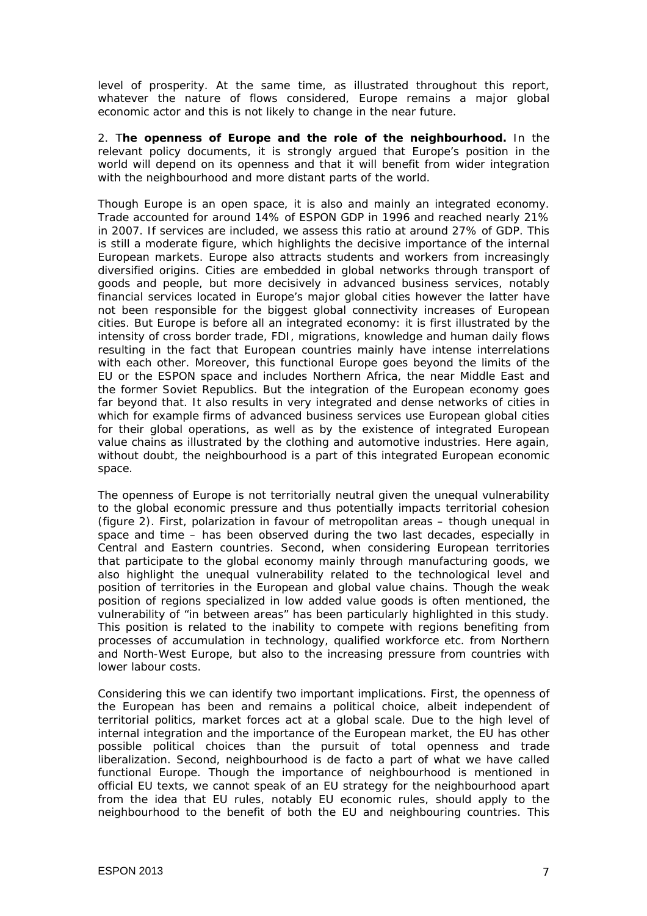level of prosperity. At the same time, as illustrated throughout this report, whatever the nature of flows considered, Europe remains a major global economic actor and this is not likely to change in the near future.

2. T**he openness of Europe and the role of the neighbourhood.** In the relevant policy documents, it is strongly argued that Europe's position in the world will depend on its openness and that it will benefit from wider integration with the neighbourhood and more distant parts of the world.

Though Europe is an open space, it is also and mainly an integrated economy. Trade accounted for around 14% of ESPON GDP in 1996 and reached nearly 21% in 2007. If services are included, we assess this ratio at around 27% of GDP. This is still a moderate figure, which highlights the decisive importance of the internal European markets. Europe also attracts students and workers from increasingly diversified origins. Cities are embedded in global networks through transport of goods and people, but more decisively in advanced business services, notably financial services located in Europe's major global cities however the latter have not been responsible for the biggest global connectivity increases of European cities. But Europe is before all an integrated economy: it is first illustrated by the intensity of cross border trade, FDI, migrations, knowledge and human daily flows resulting in the fact that European countries mainly have intense interrelations with each other. Moreover, this functional Europe goes beyond the limits of the EU or the ESPON space and includes Northern Africa, the near Middle East and the former Soviet Republics. But the integration of the European economy goes far beyond that. It also results in very integrated and dense networks of cities in which for example firms of advanced business services use European global cities for their global operations, as well as by the existence of integrated European value chains as illustrated by the clothing and automotive industries. Here again, without doubt, the neighbourhood is a part of this integrated European economic space.

The openness of Europe is not territorially neutral given the unequal vulnerability to the global economic pressure and thus potentially impacts territorial cohesion (figure 2). First, polarization in favour of metropolitan areas – though unequal in space and time – has been observed during the two last decades, especially in Central and Eastern countries. Second, when considering European territories that participate to the global economy mainly through manufacturing goods, we also highlight the unequal vulnerability related to the technological level and position of territories in the European and global value chains. Though the weak position of regions specialized in low added value goods is often mentioned, the vulnerability of "in between areas" has been particularly highlighted in this study. This position is related to the inability to compete with regions benefiting from processes of accumulation in technology, qualified workforce etc. from Northern and North-West Europe, but also to the increasing pressure from countries with lower labour costs.

Considering this we can identify two important implications. First, the openness of the European has been and remains a political choice, albeit independent of territorial politics, market forces act at a global scale. Due to the high level of internal integration and the importance of the European market, the EU has other possible political choices than the pursuit of total openness and trade liberalization. Second, neighbourhood is de facto a part of what we have called functional Europe. Though the importance of neighbourhood is mentioned in official EU texts, we cannot speak of an EU strategy for the neighbourhood apart from the idea that EU rules, notably EU economic rules, should apply to the neighbourhood to the benefit of both the EU and neighbouring countries. This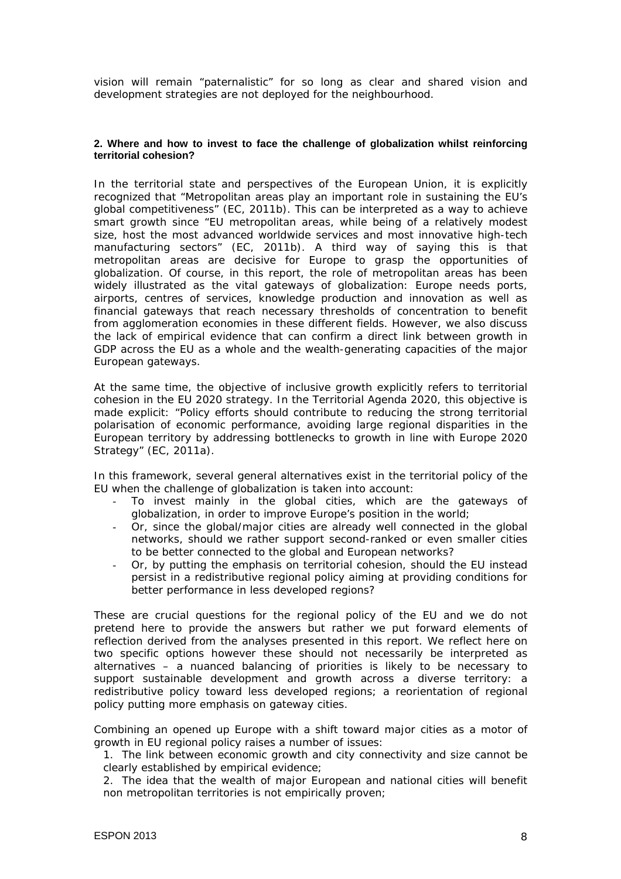vision will remain "paternalistic" for so long as clear and shared vision and development strategies are not deployed for the neighbourhood.

### 2. Where and how to invest to face the challenge of globalization whilst reinforcing territorial cohesion?

In the territorial state and perspectives of the European Union, it is explicitly recognized that "Metropolitan areas play an important role in sustaining the EU's global competitiveness" (EC, 2011b). This can be interpreted as a way to achieve smart growth since "EU metropolitan areas, while being of a relatively modest size, host the most advanced worldwide services and most innovative high-tech manufacturing sectors" (EC, 2011b). A third way of saying this is that metropolitan areas are decisive for Europe to grasp the opportunities of globalization. Of course, in this report, the role of metropolitan areas has been widely illustrated as the vital gateways of globalization: Europe needs ports, airports, centres of services, knowledge production and innovation as well as financial gateways that reach necessary thresholds of concentration to benefit from agglomeration economies in these different fields. However, we also discuss the lack of empirical evidence that can confirm a direct link between growth in GDP across the EU as a whole and the wealth-generating capacities of the major European gateways.

At the same time, the objective of inclusive growth explicitly refers to territorial cohesion in the EU 2020 strategy. In the Territorial Agenda 2020, this objective is made explicit: "Policy efforts should contribute to reducing the strong territorial polarisation of economic performance, avoiding large regional disparities in the European territory by addressing bottlenecks to growth in line with Europe 2020 Strategy" (EC, 2011a).

In this framework, several general alternatives exist in the territorial policy of the EU when the challenge of globalization is taken into account:

- To invest mainly in the global cities, which are the gateways of globalization, in order to improve Europe's position in the world;
- Or, since the global/major cities are already well connected in the global networks, should we rather support second-ranked or even smaller cities to be better connected to the global and European networks?
- Or, by putting the emphasis on territorial cohesion, should the EU instead persist in a redistributive regional policy aiming at providing conditions for better performance in less developed regions?

These are crucial questions for the regional policy of the EU and we do not pretend here to provide the answers but rather we put forward elements of reflection derived from the analyses presented in this report. We reflect here on two specific options however these should not necessarily be interpreted as alternatives – a nuanced balancing of priorities is likely to be necessary to support sustainable development and growth across a diverse territory: a redistributive policy toward less developed regions; a reorientation of regional policy putting more emphasis on gateway cities.

Combining an opened up Europe with a shift toward major cities as a motor of growth in EU regional policy raises a number of issues:

1. The link between economic growth and city connectivity and size cannot be clearly established by empirical evidence;
2. The idea that the wealth of major European and national cities will benefit non metropolitan territories is not empirically proven;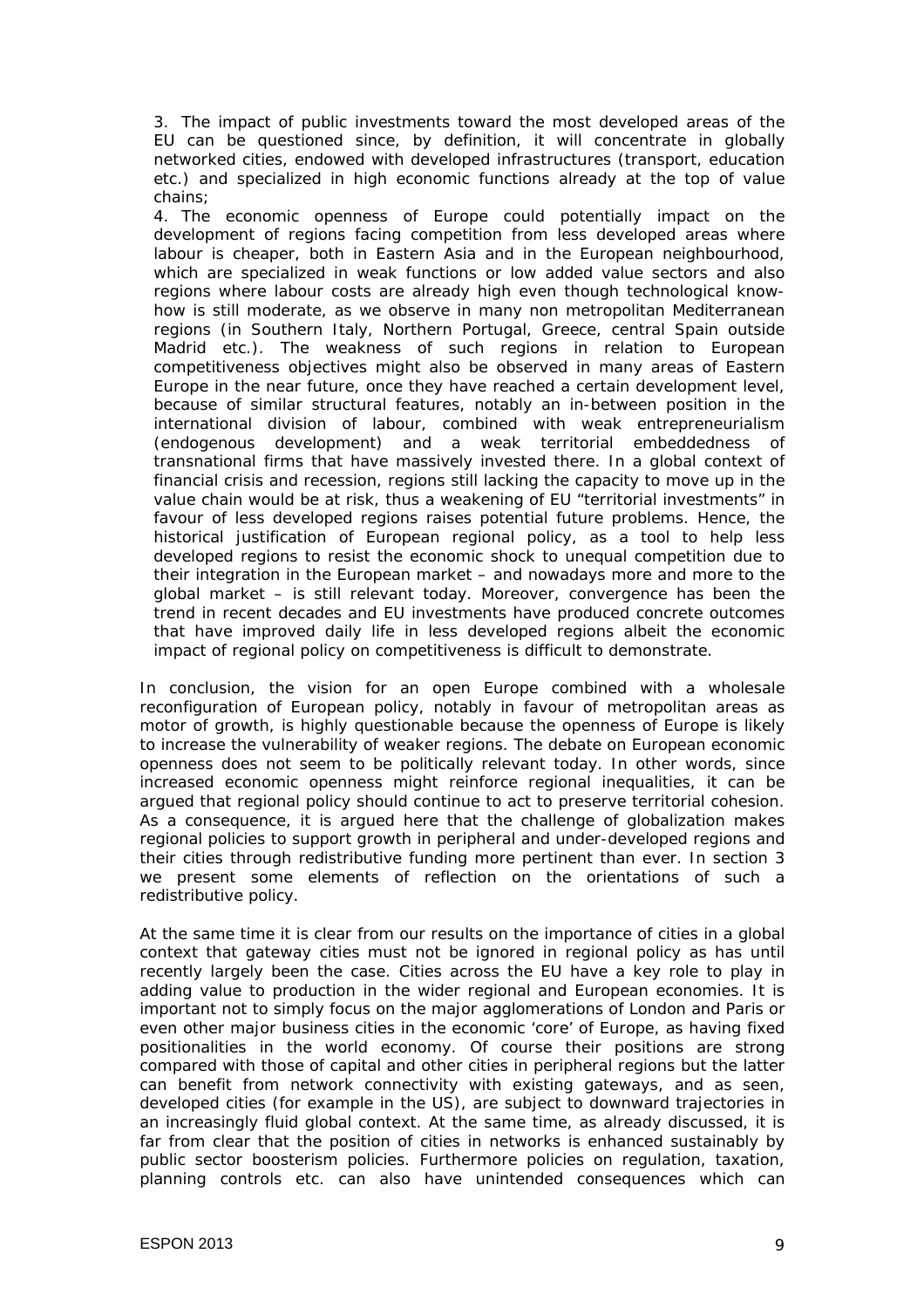3. The impact of public investments toward the most developed areas of the EU can be questioned since, by definition, it will concentrate in globally networked cities, endowed with developed infrastructures (transport, education etc.) and specialized in high economic functions already at the top of value chains;

4. The economic openness of Europe could potentially impact on the development of regions facing competition from less developed areas where labour is cheaper, both in Eastern Asia and in the European neighbourhood, which are specialized in weak functions or low added value sectors and also regions where labour costs are already high even though technological know-how is still moderate, as we observe in many non metropolitan Mediterranean regions (in Southern Italy, Northern Portugal, Greece, central Spain outside Madrid etc.). The weakness of such regions in relation to European competitiveness objectives might also be observed in many areas of Eastern Europe in the near future, once they have reached a certain development level, because of similar structural features, notably an in-between position in the international division of labour, combined with weak entrepreneurialism (endogenous development) and a weak territorial embeddedness of transnational firms that have massively invested there. In a global context of financial crisis and recession, regions still lacking the capacity to move up in the value chain would be at risk, thus a weakening of EU "territorial investments" in favour of less developed regions raises potential future problems. Hence, the historical justification of European regional policy, as a tool to help less developed regions to resist the economic shock to unequal competition due to their integration in the European market – and nowadays more and more to the global market – is still relevant today. Moreover, convergence has been the trend in recent decades and EU investments have produced concrete outcomes that have improved daily life in less developed regions albeit the economic impact of regional policy on competitiveness is difficult to demonstrate.

In conclusion, the vision for an open Europe combined with a wholesale reconfiguration of European policy, notably in favour of metropolitan areas as motor of growth, is highly questionable because the openness of Europe is likely to increase the vulnerability of weaker regions. The debate on European economic openness does not seem to be politically relevant today. In other words, since increased economic openness might reinforce regional inequalities, it can be argued that regional policy should continue to act to preserve territorial cohesion. As a consequence, it is argued here that the challenge of globalization makes regional policies to support growth in peripheral and under-developed regions and their cities through redistributive funding more pertinent than ever. In section 3 we present some elements of reflection on the orientations of such a redistributive policy.

At the same time it is clear from our results on the importance of cities in a global context that gateway cities must not be ignored in regional policy as has until recently largely been the case. Cities across the EU have a key role to play in adding value to production in the wider regional and European economies. It is important not to simply focus on the major agglomerations of London and Paris or even other major business cities in the economic 'core' of Europe, as having fixed positionalities in the world economy. Of course their positions are strong compared with those of capital and other cities in peripheral regions but the latter can benefit from network connectivity with existing gateways, and as seen, developed cities (for example in the US), are subject to downward trajectories in an increasingly fluid global context. At the same time, as already discussed, it is far from clear that the position of cities in networks is enhanced sustainably by public sector boosterism policies. Furthermore policies on regulation, taxation, planning controls etc. can also have unintended consequences which can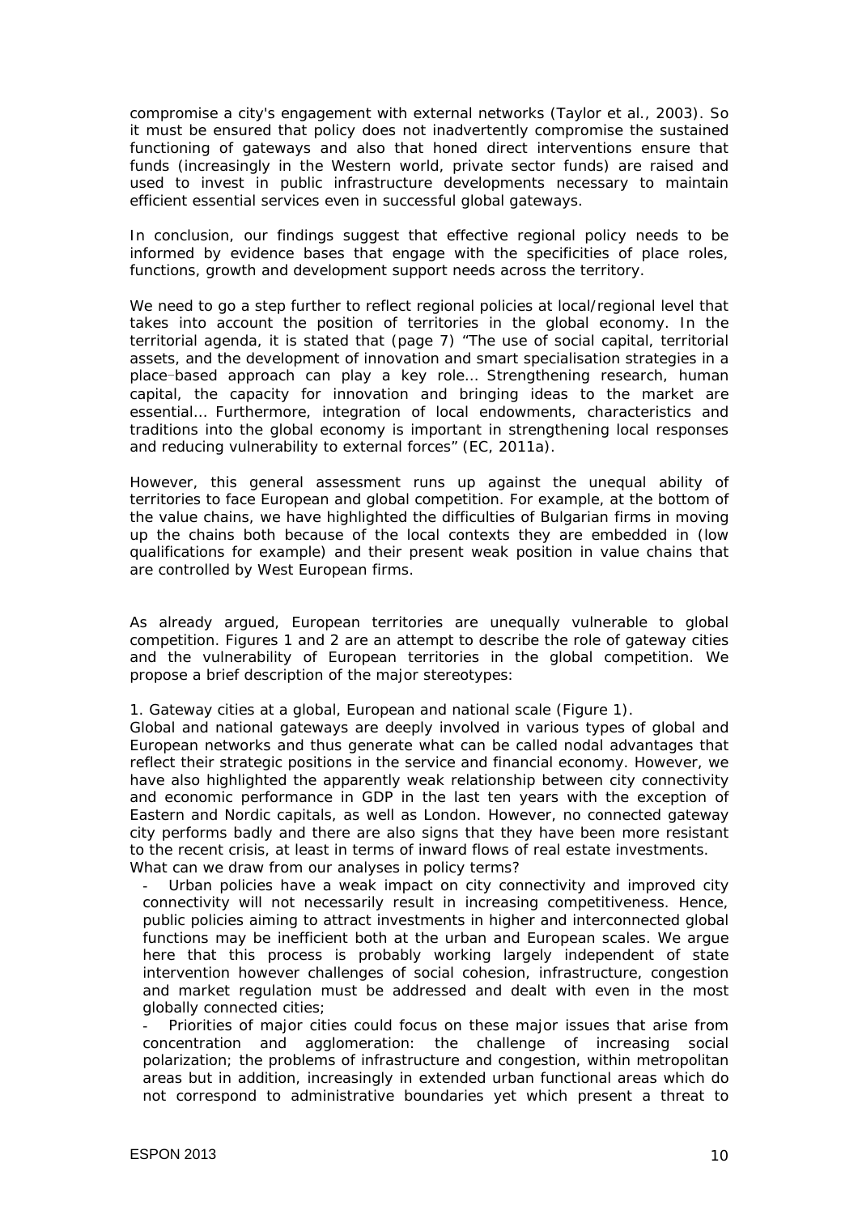compromise a city's engagement with external networks (Taylor et al., 2003). So it must be ensured that policy does not inadvertently compromise the sustained functioning of gateways and also that honed direct interventions ensure that funds (increasingly in the Western world, private sector funds) are raised and used to invest in public infrastructure developments necessary to maintain efficient essential services even in successful global gateways.

In conclusion, our findings suggest that effective regional policy needs to be informed by evidence bases that engage with the specificities of place roles, functions, growth and development support needs across the territory.

We need to go a step further to reflect regional policies at local/regional level that takes into account the position of territories in the global economy. In the territorial agenda, it is stated that (page 7) "The use of social capital, territorial assets, and the development of innovation and smart specialisation strategies in a place-based approach can play a key role... Strengthening research, human capital, the capacity for innovation and bringing ideas to the market are essential... Furthermore, integration of local endowments, characteristics and traditions into the global economy is important in strengthening local responses and reducing vulnerability to external forces" (EC, 2011a).

However, this general assessment runs up against the unequal ability of territories to face European and global competition. For example, at the bottom of the value chains, we have highlighted the difficulties of Bulgarian firms in moving up the chains both because of the local contexts they are embedded in (low qualifications for example) and their present weak position in value chains that are controlled by West European firms.

As already argued, European territories are unequally vulnerable to global competition. Figures 1 and 2 are an attempt to describe the role of gateway cities and the vulnerability of European territories in the global competition. We propose a brief description of the major stereotypes:

1. Gateway cities at a global, European and national scale (Figure 1).

Global and national gateways are deeply involved in various types of global and European networks and thus generate what can be called nodal advantages that reflect their strategic positions in the service and financial economy. However, we have also highlighted the apparently weak relationship between city connectivity and economic performance in GDP in the last ten years with the exception of Eastern and Nordic capitals, as well as London. However, no connected gateway city performs badly and there are also signs that they have been more resistant to the recent crisis, at least in terms of inward flows of real estate investments.

What can we draw from our analyses in policy terms?

- Urban policies have a weak impact on city connectivity and improved city connectivity will not necessarily result in increasing competitiveness. Hence, public policies aiming to attract investments in higher and interconnected global functions may be inefficient both at the urban and European scales. We argue here that this process is probably working largely independent of state intervention however challenges of social cohesion, infrastructure, congestion and market regulation must be addressed and dealt with even in the most globally connected cities;
- Priorities of major cities could focus on these major issues that arise from concentration and agglomeration: the challenge of increasing social polarization; the problems of infrastructure and congestion, within metropolitan areas but in addition, increasingly in extended urban functional areas which do not correspond to administrative boundaries yet which present a threat to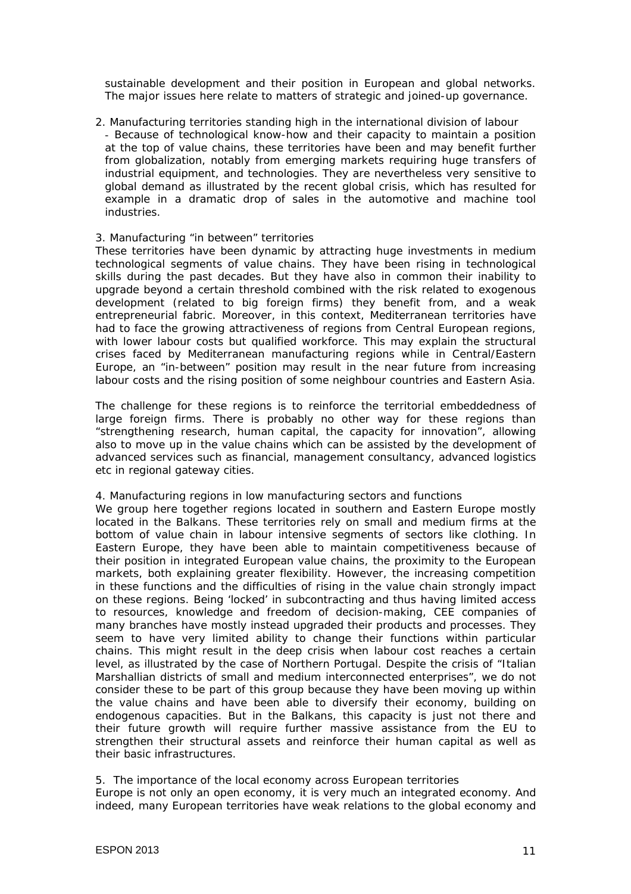sustainable development and their position in European and global networks. The major issues here relate to matters of strategic and joined-up governance.

2. Manufacturing territories standing high in the international division of labour
   - Because of technological know-how and their capacity to maintain a position at the top of value chains, these territories have been and may benefit further from globalization, notably from emerging markets requiring huge transfers of industrial equipment, and technologies. They are nevertheless very sensitive to global demand as illustrated by the recent global crisis, which has resulted for example in a dramatic drop of sales in the automotive and machine tool industries.

3. Manufacturing "in between" territories

These territories have been dynamic by attracting huge investments in medium technological segments of value chains. They have been rising in technological skills during the past decades. But they have also in common their inability to upgrade beyond a certain threshold combined with the risk related to exogenous development (related to big foreign firms) they benefit from, and a weak entrepreneurial fabric. Moreover, in this context, Mediterranean territories have had to face the growing attractiveness of regions from Central European regions, with lower labour costs but qualified workforce. This may explain the structural crises faced by Mediterranean manufacturing regions while in Central/Eastern Europe, an "in-between" position may result in the near future from increasing labour costs and the rising position of some neighbour countries and Eastern Asia.

The challenge for these regions is to reinforce the territorial embeddedness of large foreign firms. There is probably no other way for these regions than "strengthening research, human capital, the capacity for innovation", allowing also to move up in the value chains which can be assisted by the development of advanced services such as financial, management consultancy, advanced logistics etc in regional gateway cities.

4. Manufacturing regions in low manufacturing sectors and functions

We group here together regions located in southern and Eastern Europe mostly located in the Balkans. These territories rely on small and medium firms at the bottom of value chain in labour intensive segments of sectors like clothing. In Eastern Europe, they have been able to maintain competitiveness because of their position in integrated European value chains, the proximity to the European markets, both explaining greater flexibility. However, the increasing competition in these functions and the difficulties of rising in the value chain strongly impact on these regions. Being 'locked' in subcontracting and thus having limited access to resources, knowledge and freedom of decision-making, CEE companies of many branches have mostly instead upgraded their products and processes. They seem to have very limited ability to change their functions within particular chains. This might result in the deep crisis when labour cost reaches a certain level, as illustrated by the case of Northern Portugal. Despite the crisis of "Italian Marshallian districts of small and medium interconnected enterprises", we do not consider these to be part of this group because they have been moving up within the value chains and have been able to diversify their economy, building on endogenous capacities. But in the Balkans, this capacity is just not there and their future growth will require further massive assistance from the EU to strengthen their structural assets and reinforce their human capital as well as their basic infrastructures.

5. The importance of the local economy across European territories

Europe is not only an open economy, it is very much an integrated economy. And indeed, many European territories have weak relations to the global economy and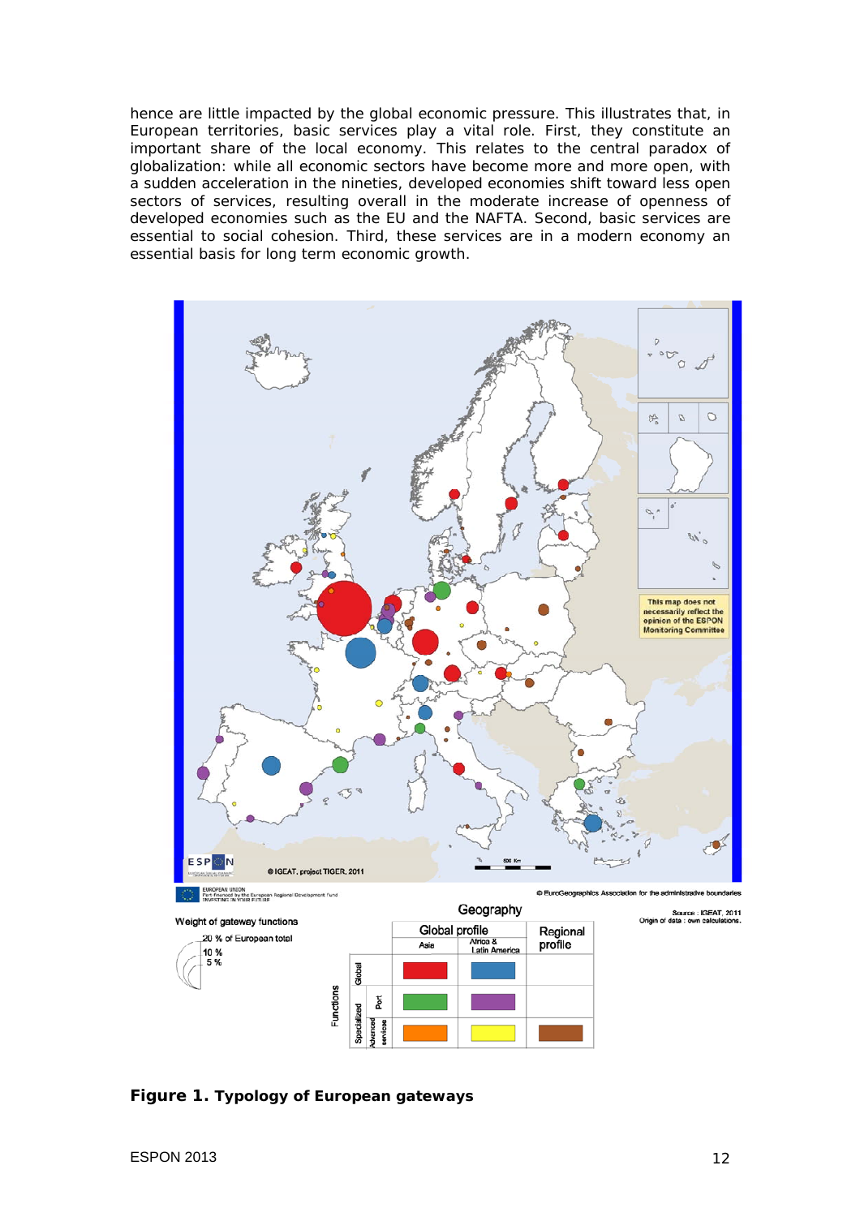hence are little impacted by the global economic pressure. This illustrates that, in European territories, basic services play a vital role. First, they constitute an important share of the local economy. This relates to the central paradox of globalization: while all economic sectors have become more and more open, with a sudden acceleration in the nineties, developed economies shift toward less open sectors of services, resulting overall in the moderate increase of openness of developed economies such as the EU and the NAFTA. Second, basic services are essential to social cohesion. Third, these services are in a modern economy an essential basis for long term economic growth.

**Figure 1. Typology of European gateways**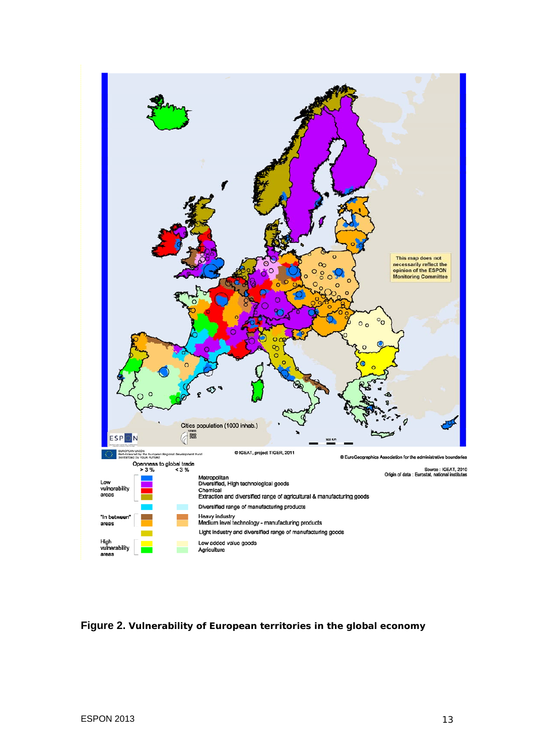**Figure 2. Vulnerability of European territories in the global economy**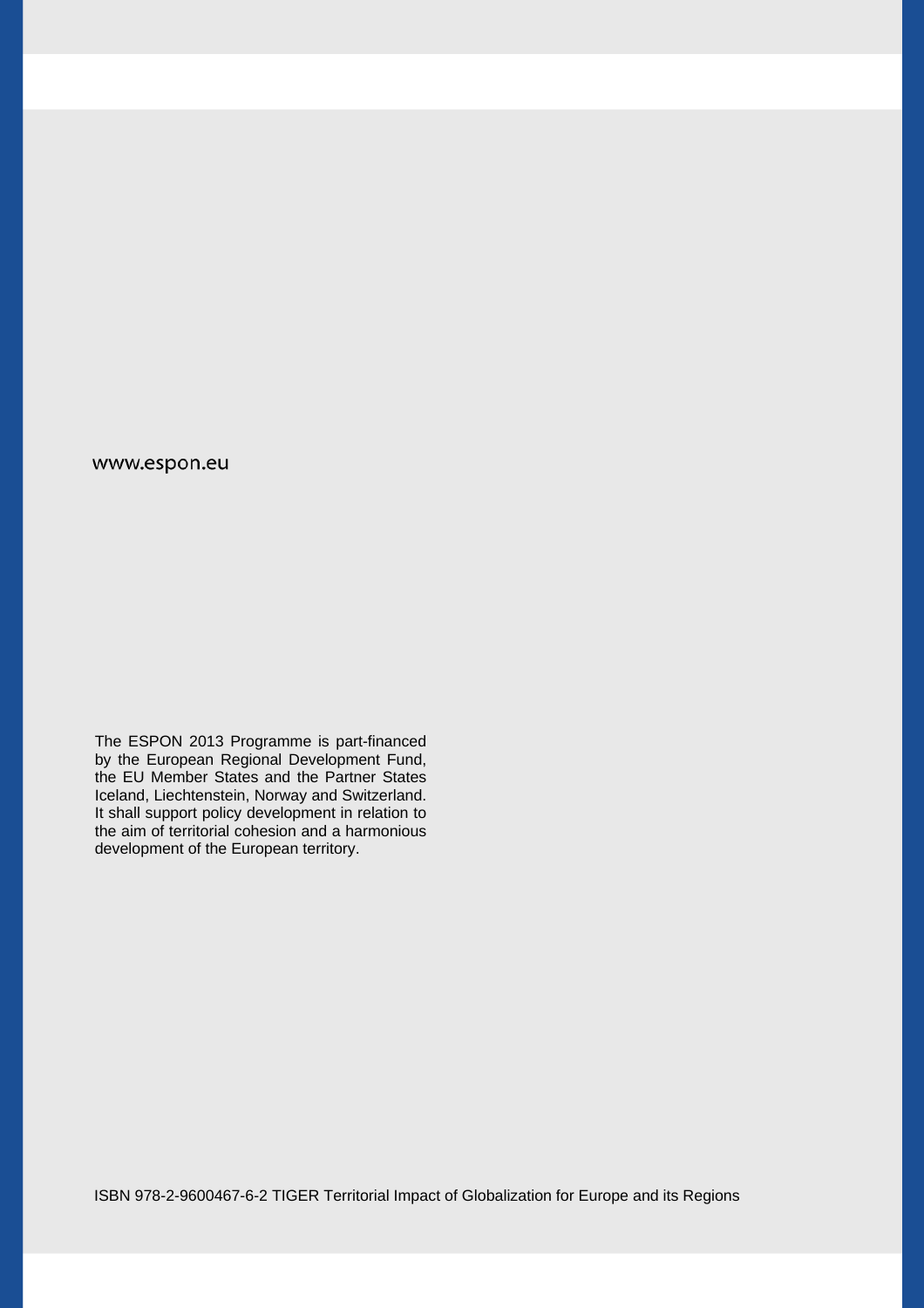www.espon.eu

The ESPON 2013 Programme is part-financed by the European Regional Development Fund, the EU Member States and the Partner States Iceland, Liechtenstein, Norway and Switzerland. It shall support policy development in relation to the aim of territorial cohesion and a harmonious development of the European territory.

ISBN 978-2-9600467-6-2 TIGER Territorial Impact of Globalization for Europe and its Regions